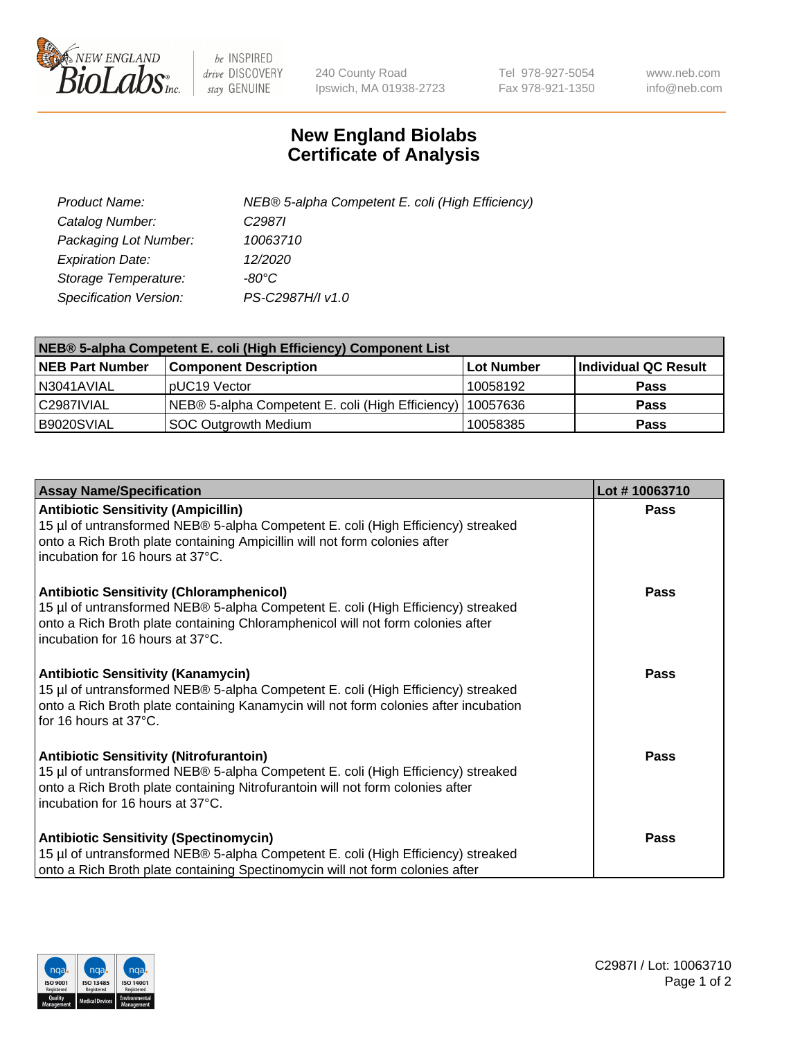# New England Biolabs Certificate of Analysis

| | |
|---|---|
| *Product Name:* | *NEB® 5-alpha Competent E. coli (High Efficiency)* |
| *Catalog Number:* | *C2987I* |
| *Packaging Lot Number:* | *10063710* |
| *Expiration Date:* | *12/2020* |
| *Storage Temperature:* | *-80°C* |
| *Specification Version:* | *PS-C2987H/I v1.0* |

| NEB® 5-alpha Competent E. coli (High Efficiency) Component List | | | |
|---|---|---|---|
| **NEB Part Number** | **Component Description** | **Lot Number** | **Individual QC Result** |
| N3041AVIAL | pUC19 Vector | 10058192 | **Pass** |
| C2987IVIAL | NEB® 5-alpha Competent E. coli (High Efficiency) | 10057636 | **Pass** |
| B9020SVIAL | SOC Outgrowth Medium | 10058385 | **Pass** |

| Assay Name/Specification | Lot # 10063710 |
|---|---|
| **Antibiotic Sensitivity (Ampicillin)** 15 µl of untransformed NEB® 5-alpha Competent E. coli (High Efficiency) streaked onto a Rich Broth plate containing Ampicillin will not form colonies after incubation for 16 hours at 37°C. | **Pass** |
| **Antibiotic Sensitivity (Chloramphenicol)** 15 µl of untransformed NEB® 5-alpha Competent E. coli (High Efficiency) streaked onto a Rich Broth plate containing Chloramphenicol will not form colonies after incubation for 16 hours at 37°C. | **Pass** |
| **Antibiotic Sensitivity (Kanamycin)** 15 µl of untransformed NEB® 5-alpha Competent E. coli (High Efficiency) streaked onto a Rich Broth plate containing Kanamycin will not form colonies after incubation for 16 hours at 37°C. | **Pass** |
| **Antibiotic Sensitivity (Nitrofurantoin)** 15 µl of untransformed NEB® 5-alpha Competent E. coli (High Efficiency) streaked onto a Rich Broth plate containing Nitrofurantoin will not form colonies after incubation for 16 hours at 37°C. | **Pass** |
| **Antibiotic Sensitivity (Spectinomycin)** 15 µl of untransformed NEB® 5-alpha Competent E. coli (High Efficiency) streaked onto a Rich Broth plate containing Spectinomycin will not form colonies after | **Pass** |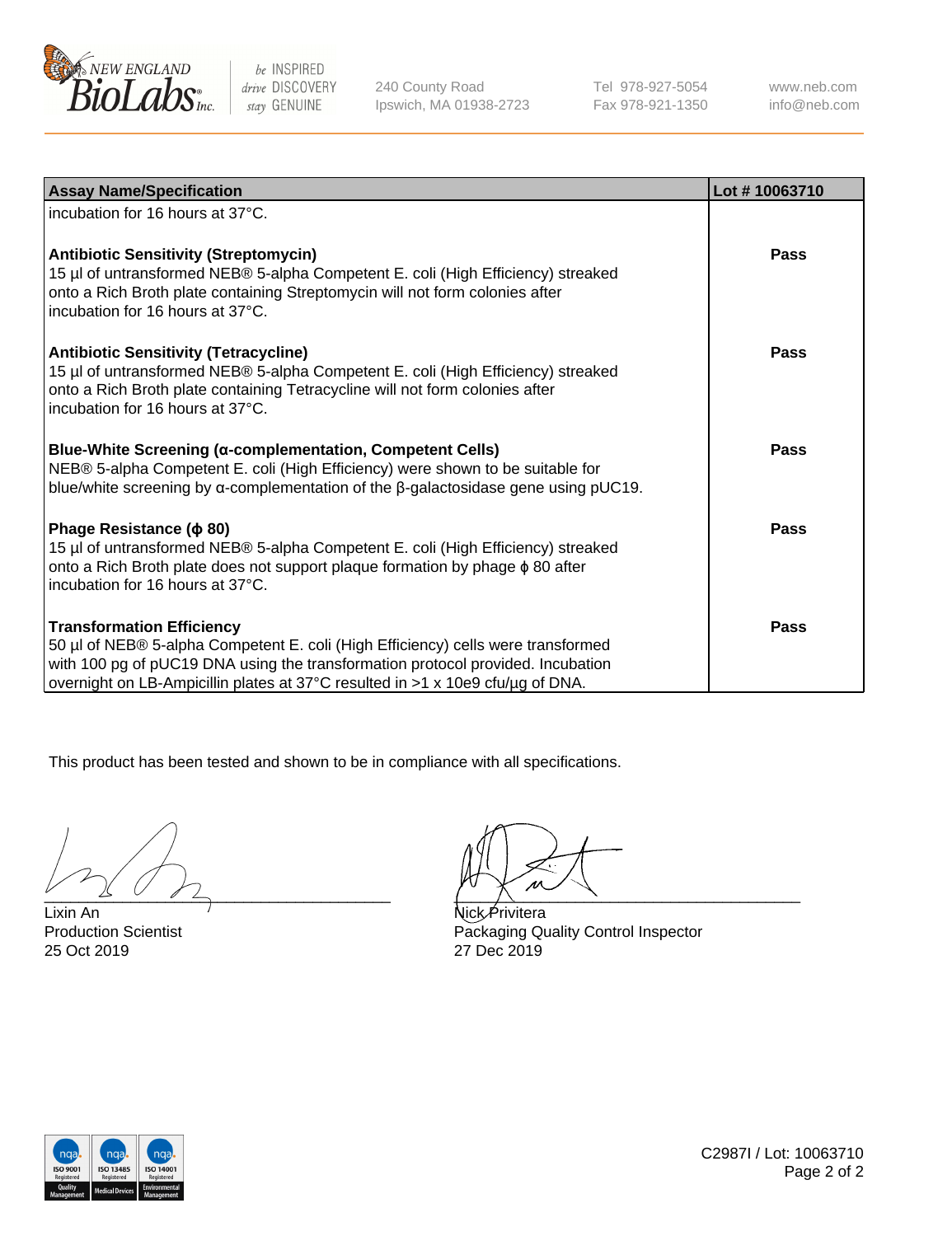| Assay Name/Specification | Lot # 10063710 |
|---|---|
| incubation for 16 hours at 37°C. | |
| **Antibiotic Sensitivity (Streptomycin)**<br>15 µl of untransformed NEB® 5-alpha Competent E. coli (High Efficiency) streaked onto a Rich Broth plate containing Streptomycin will not form colonies after incubation for 16 hours at 37°C. | **Pass** |
| **Antibiotic Sensitivity (Tetracycline)**<br>15 µl of untransformed NEB® 5-alpha Competent E. coli (High Efficiency) streaked onto a Rich Broth plate containing Tetracycline will not form colonies after incubation for 16 hours at 37°C. | **Pass** |
| **Blue-White Screening (α-complementation, Competent Cells)**<br>NEB® 5-alpha Competent E. coli (High Efficiency) were shown to be suitable for blue/white screening by α-complementation of the β-galactosidase gene using pUC19. | **Pass** |
| **Phage Resistance (ϕ 80)**<br>15 µl of untransformed NEB® 5-alpha Competent E. coli (High Efficiency) streaked onto a Rich Broth plate does not support plaque formation by phage ϕ 80 after incubation for 16 hours at 37°C. | **Pass** |
| **Transformation Efficiency**<br>50 µl of NEB® 5-alpha Competent E. coli (High Efficiency) cells were transformed with 100 pg of pUC19 DNA using the transformation protocol provided. Incubation overnight on LB-Ampicillin plates at 37°C resulted in >1 x 10e9 cfu/µg of DNA. | **Pass** |

This product has been tested and shown to be in compliance with all specifications.

Lixin An
Production Scientist
25 Oct 2019

Nick Privitera
Packaging Quality Control Inspector
27 Dec 2019

C2987I / Lot: 10063710